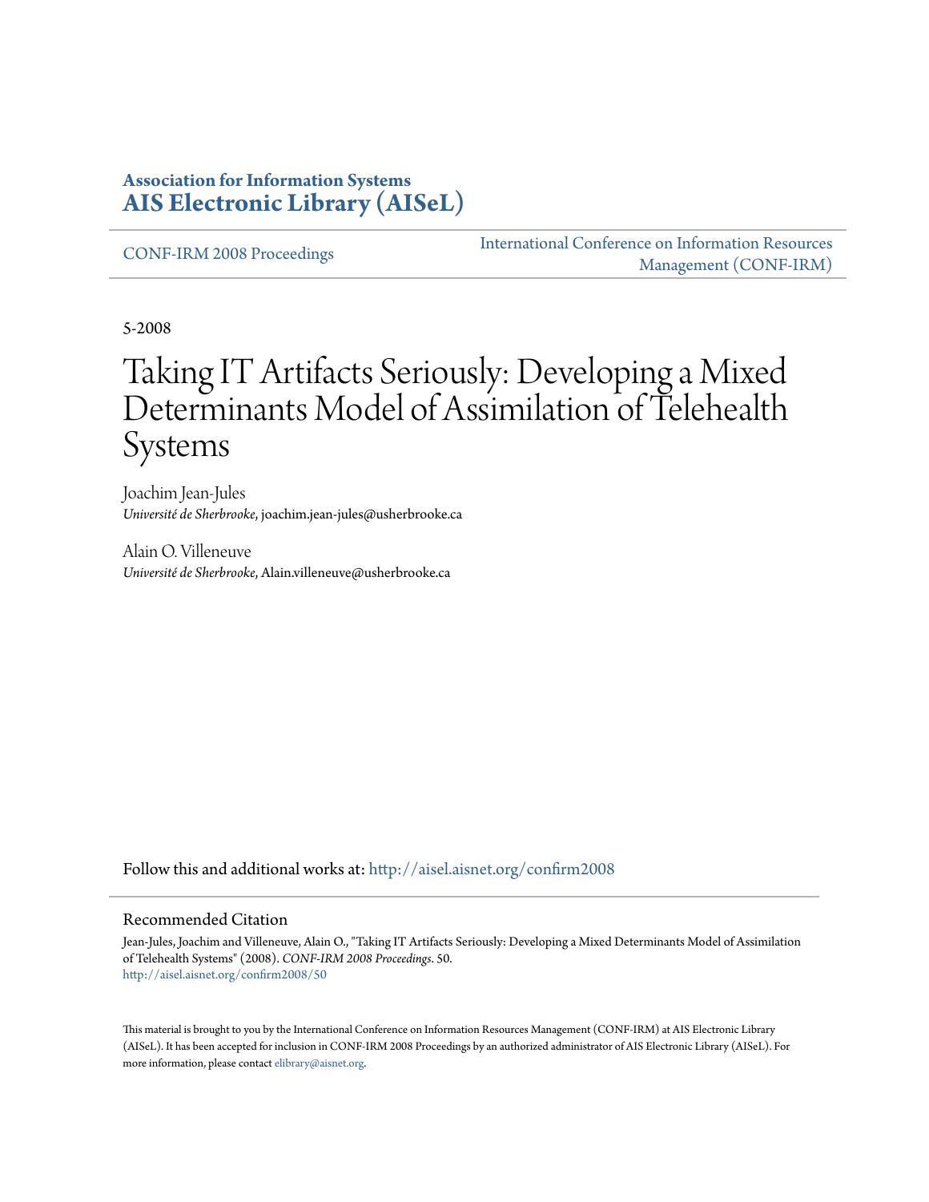**Association for Information Systems**
**AIS Electronic Library (AISeL)**

CONF-IRM 2008 Proceedings

International Conference on Information Resources Management (CONF-IRM)

5-2008

# Taking IT Artifacts Seriously: Developing a Mixed Determinants Model of Assimilation of Telehealth Systems

Joachim Jean-Jules
*Université de Sherbrooke*, joachim.jean-jules@usherbrooke.ca

Alain O. Villeneuve
*Université de Sherbrooke*, Alain.villeneuve@usherbrooke.ca

Follow this and additional works at: http://aisel.aisnet.org/confirm2008

## Recommended Citation

Jean-Jules, Joachim and Villeneuve, Alain O., "Taking IT Artifacts Seriously: Developing a Mixed Determinants Model of Assimilation of Telehealth Systems" (2008). *CONF-IRM 2008 Proceedings*. 50.
http://aisel.aisnet.org/confirm2008/50

This material is brought to you by the International Conference on Information Resources Management (CONF-IRM) at AIS Electronic Library (AISeL). It has been accepted for inclusion in CONF-IRM 2008 Proceedings by an authorized administrator of AIS Electronic Library (AISeL). For more information, please contact elibrary@aisnet.org.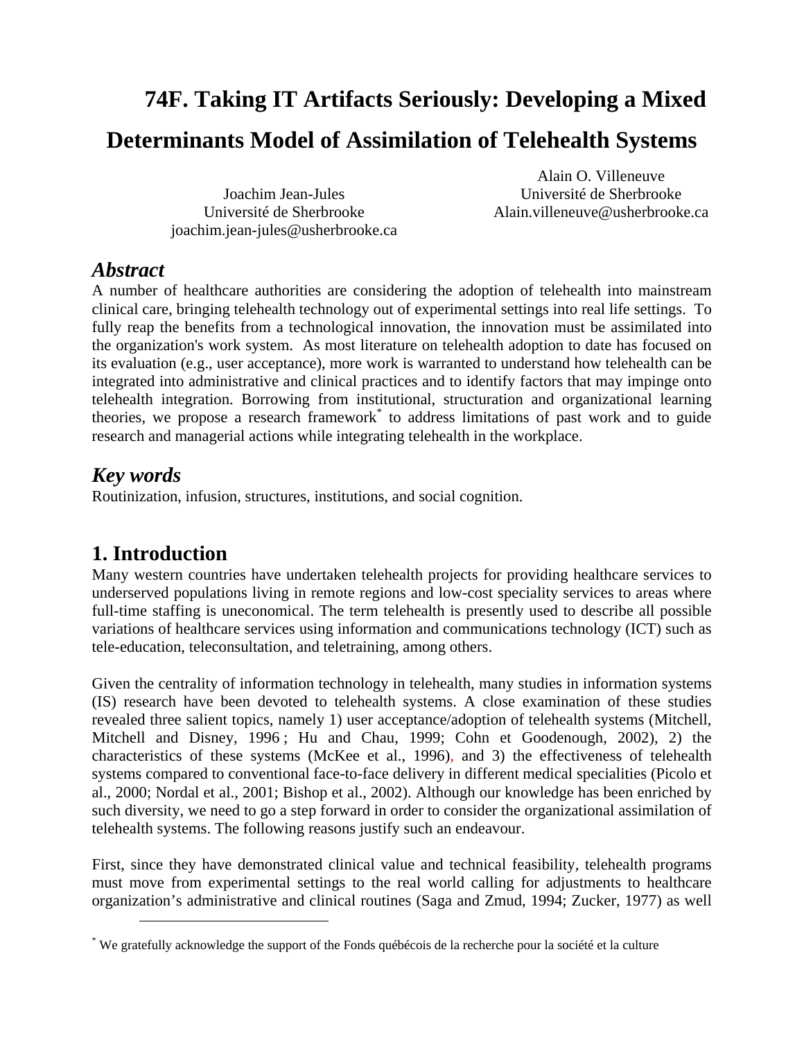# 74F. Taking IT Artifacts Seriously: Developing a Mixed Determinants Model of Assimilation of Telehealth Systems

Joachim Jean-Jules
Université de Sherbrooke
joachim.jean-jules@usherbrooke.ca

Alain O. Villeneuve
Université de Sherbrooke
Alain.villeneuve@usherbrooke.ca

## *Abstract*

A number of healthcare authorities are considering the adoption of telehealth into mainstream clinical care, bringing telehealth technology out of experimental settings into real life settings. To fully reap the benefits from a technological innovation, the innovation must be assimilated into the organization's work system. As most literature on telehealth adoption to date has focused on its evaluation (e.g., user acceptance), more work is warranted to understand how telehealth can be integrated into administrative and clinical practices and to identify factors that may impinge onto telehealth integration. Borrowing from institutional, structuration and organizational learning theories, we propose a research framework* to address limitations of past work and to guide research and managerial actions while integrating telehealth in the workplace.

## *Key words*

Routinization, infusion, structures, institutions, and social cognition.

## 1. Introduction

Many western countries have undertaken telehealth projects for providing healthcare services to underserved populations living in remote regions and low-cost speciality services to areas where full-time staffing is uneconomical. The term telehealth is presently used to describe all possible variations of healthcare services using information and communications technology (ICT) such as tele-education, teleconsultation, and teletraining, among others.

Given the centrality of information technology in telehealth, many studies in information systems (IS) research have been devoted to telehealth systems. A close examination of these studies revealed three salient topics, namely 1) user acceptance/adoption of telehealth systems (Mitchell, Mitchell and Disney, 1996 ; Hu and Chau, 1999; Cohn et Goodenough, 2002), 2) the characteristics of these systems (McKee et al., 1996), and 3) the effectiveness of telehealth systems compared to conventional face-to-face delivery in different medical specialities (Picolo et al., 2000; Nordal et al., 2001; Bishop et al., 2002). Although our knowledge has been enriched by such diversity, we need to go a step forward in order to consider the organizational assimilation of telehealth systems. The following reasons justify such an endeavour.

First, since they have demonstrated clinical value and technical feasibility, telehealth programs must move from experimental settings to the real world calling for adjustments to healthcare organization's administrative and clinical routines (Saga and Zmud, 1994; Zucker, 1977) as well

* We gratefully acknowledge the support of the Fonds québécois de la recherche pour la société et la culture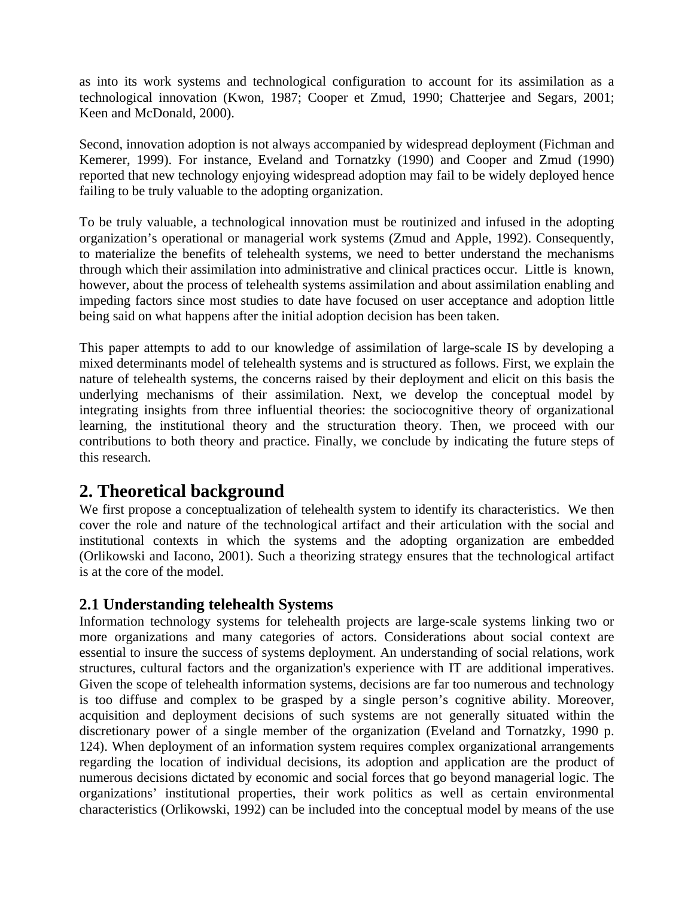as into its work systems and technological configuration to account for its assimilation as a technological innovation (Kwon, 1987; Cooper et Zmud, 1990; Chatterjee and Segars, 2001; Keen and McDonald, 2000).

Second, innovation adoption is not always accompanied by widespread deployment (Fichman and Kemerer, 1999). For instance, Eveland and Tornatzky (1990) and Cooper and Zmud (1990) reported that new technology enjoying widespread adoption may fail to be widely deployed hence failing to be truly valuable to the adopting organization.

To be truly valuable, a technological innovation must be routinized and infused in the adopting organization's operational or managerial work systems (Zmud and Apple, 1992). Consequently, to materialize the benefits of telehealth systems, we need to better understand the mechanisms through which their assimilation into administrative and clinical practices occur. Little is known, however, about the process of telehealth systems assimilation and about assimilation enabling and impeding factors since most studies to date have focused on user acceptance and adoption little being said on what happens after the initial adoption decision has been taken.

This paper attempts to add to our knowledge of assimilation of large-scale IS by developing a mixed determinants model of telehealth systems and is structured as follows. First, we explain the nature of telehealth systems, the concerns raised by their deployment and elicit on this basis the underlying mechanisms of their assimilation. Next, we develop the conceptual model by integrating insights from three influential theories: the sociocognitive theory of organizational learning, the institutional theory and the structuration theory. Then, we proceed with our contributions to both theory and practice. Finally, we conclude by indicating the future steps of this research.

## 2. Theoretical background

We first propose a conceptualization of telehealth system to identify its characteristics. We then cover the role and nature of the technological artifact and their articulation with the social and institutional contexts in which the systems and the adopting organization are embedded (Orlikowski and Iacono, 2001). Such a theorizing strategy ensures that the technological artifact is at the core of the model.

### 2.1 Understanding telehealth Systems

Information technology systems for telehealth projects are large-scale systems linking two or more organizations and many categories of actors. Considerations about social context are essential to insure the success of systems deployment. An understanding of social relations, work structures, cultural factors and the organization's experience with IT are additional imperatives. Given the scope of telehealth information systems, decisions are far too numerous and technology is too diffuse and complex to be grasped by a single person's cognitive ability. Moreover, acquisition and deployment decisions of such systems are not generally situated within the discretionary power of a single member of the organization (Eveland and Tornatzky, 1990 p. 124). When deployment of an information system requires complex organizational arrangements regarding the location of individual decisions, its adoption and application are the product of numerous decisions dictated by economic and social forces that go beyond managerial logic. The organizations' institutional properties, their work politics as well as certain environmental characteristics (Orlikowski, 1992) can be included into the conceptual model by means of the use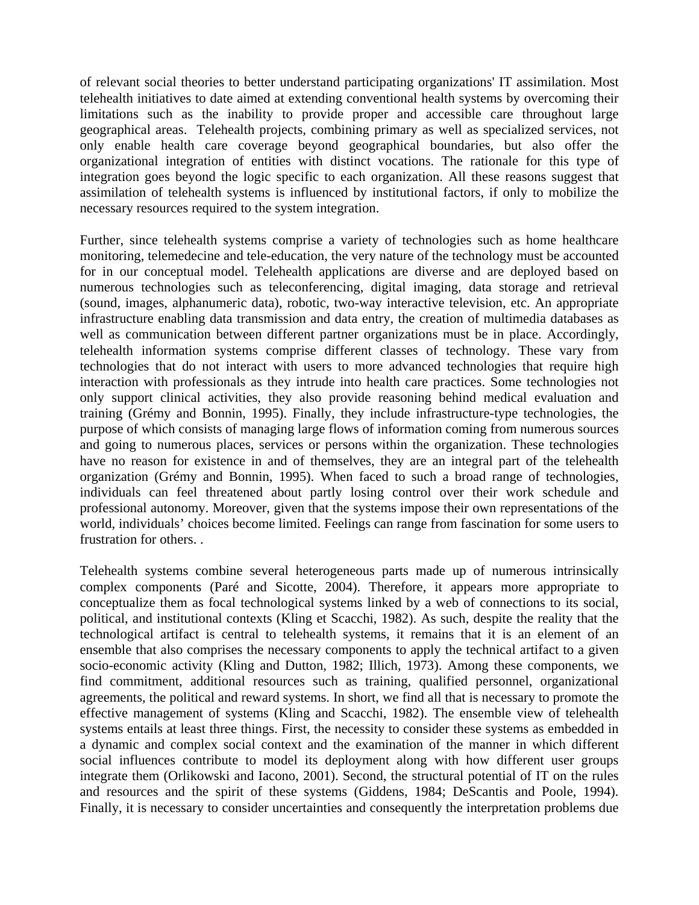of relevant social theories to better understand participating organizations' IT assimilation. Most telehealth initiatives to date aimed at extending conventional health systems by overcoming their limitations such as the inability to provide proper and accessible care throughout large geographical areas. Telehealth projects, combining primary as well as specialized services, not only enable health care coverage beyond geographical boundaries, but also offer the organizational integration of entities with distinct vocations. The rationale for this type of integration goes beyond the logic specific to each organization. All these reasons suggest that assimilation of telehealth systems is influenced by institutional factors, if only to mobilize the necessary resources required to the system integration.

Further, since telehealth systems comprise a variety of technologies such as home healthcare monitoring, telemedecine and tele-education, the very nature of the technology must be accounted for in our conceptual model. Telehealth applications are diverse and are deployed based on numerous technologies such as teleconferencing, digital imaging, data storage and retrieval (sound, images, alphanumeric data), robotic, two-way interactive television, etc. An appropriate infrastructure enabling data transmission and data entry, the creation of multimedia databases as well as communication between different partner organizations must be in place. Accordingly, telehealth information systems comprise different classes of technology. These vary from technologies that do not interact with users to more advanced technologies that require high interaction with professionals as they intrude into health care practices. Some technologies not only support clinical activities, they also provide reasoning behind medical evaluation and training (Grémy and Bonnin, 1995). Finally, they include infrastructure-type technologies, the purpose of which consists of managing large flows of information coming from numerous sources and going to numerous places, services or persons within the organization. These technologies have no reason for existence in and of themselves, they are an integral part of the telehealth organization (Grémy and Bonnin, 1995). When faced to such a broad range of technologies, individuals can feel threatened about partly losing control over their work schedule and professional autonomy. Moreover, given that the systems impose their own representations of the world, individuals' choices become limited. Feelings can range from fascination for some users to frustration for others. .

Telehealth systems combine several heterogeneous parts made up of numerous intrinsically complex components (Paré and Sicotte, 2004). Therefore, it appears more appropriate to conceptualize them as focal technological systems linked by a web of connections to its social, political, and institutional contexts (Kling et Scacchi, 1982). As such, despite the reality that the technological artifact is central to telehealth systems, it remains that it is an element of an ensemble that also comprises the necessary components to apply the technical artifact to a given socio-economic activity (Kling and Dutton, 1982; Illich, 1973). Among these components, we find commitment, additional resources such as training, qualified personnel, organizational agreements, the political and reward systems. In short, we find all that is necessary to promote the effective management of systems (Kling and Scacchi, 1982). The ensemble view of telehealth systems entails at least three things. First, the necessity to consider these systems as embedded in a dynamic and complex social context and the examination of the manner in which different social influences contribute to model its deployment along with how different user groups integrate them (Orlikowski and Iacono, 2001). Second, the structural potential of IT on the rules and resources and the spirit of these systems (Giddens, 1984; DeScantis and Poole, 1994). Finally, it is necessary to consider uncertainties and consequently the interpretation problems due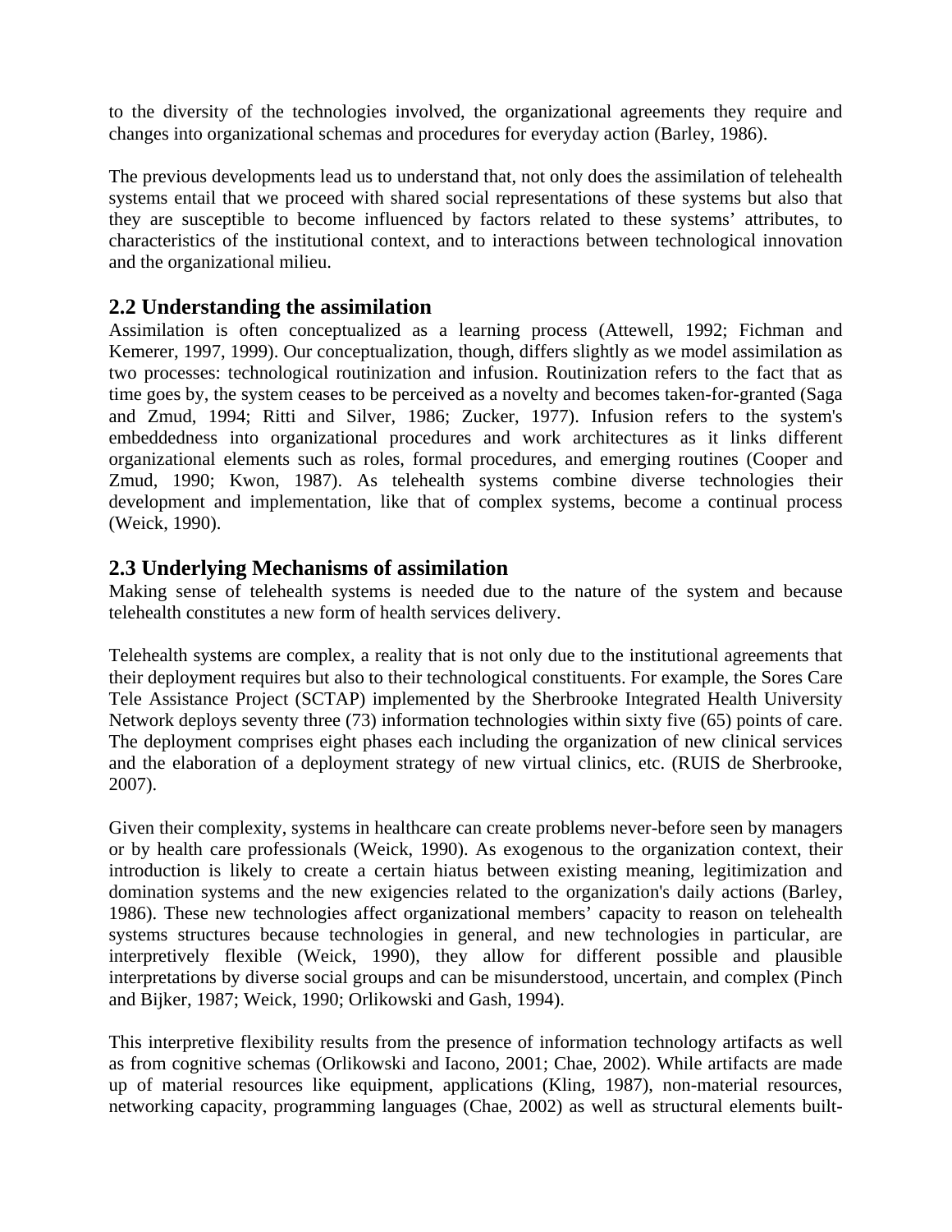to the diversity of the technologies involved, the organizational agreements they require and changes into organizational schemas and procedures for everyday action (Barley, 1986).

The previous developments lead us to understand that, not only does the assimilation of telehealth systems entail that we proceed with shared social representations of these systems but also that they are susceptible to become influenced by factors related to these systems' attributes, to characteristics of the institutional context, and to interactions between technological innovation and the organizational milieu.

## 2.2 Understanding the assimilation

Assimilation is often conceptualized as a learning process (Attewell, 1992; Fichman and Kemerer, 1997, 1999). Our conceptualization, though, differs slightly as we model assimilation as two processes: technological routinization and infusion. Routinization refers to the fact that as time goes by, the system ceases to be perceived as a novelty and becomes taken-for-granted (Saga and Zmud, 1994; Ritti and Silver, 1986; Zucker, 1977). Infusion refers to the system's embeddedness into organizational procedures and work architectures as it links different organizational elements such as roles, formal procedures, and emerging routines (Cooper and Zmud, 1990; Kwon, 1987). As telehealth systems combine diverse technologies their development and implementation, like that of complex systems, become a continual process (Weick, 1990).

## 2.3 Underlying Mechanisms of assimilation

Making sense of telehealth systems is needed due to the nature of the system and because telehealth constitutes a new form of health services delivery.

Telehealth systems are complex, a reality that is not only due to the institutional agreements that their deployment requires but also to their technological constituents. For example, the Sores Care Tele Assistance Project (SCTAP) implemented by the Sherbrooke Integrated Health University Network deploys seventy three (73) information technologies within sixty five (65) points of care. The deployment comprises eight phases each including the organization of new clinical services and the elaboration of a deployment strategy of new virtual clinics, etc. (RUIS de Sherbrooke, 2007).

Given their complexity, systems in healthcare can create problems never-before seen by managers or by health care professionals (Weick, 1990). As exogenous to the organization context, their introduction is likely to create a certain hiatus between existing meaning, legitimization and domination systems and the new exigencies related to the organization's daily actions (Barley, 1986). These new technologies affect organizational members' capacity to reason on telehealth systems structures because technologies in general, and new technologies in particular, are interpretively flexible (Weick, 1990), they allow for different possible and plausible interpretations by diverse social groups and can be misunderstood, uncertain, and complex (Pinch and Bijker, 1987; Weick, 1990; Orlikowski and Gash, 1994).

This interpretive flexibility results from the presence of information technology artifacts as well as from cognitive schemas (Orlikowski and Iacono, 2001; Chae, 2002). While artifacts are made up of material resources like equipment, applications (Kling, 1987), non-material resources, networking capacity, programming languages (Chae, 2002) as well as structural elements built-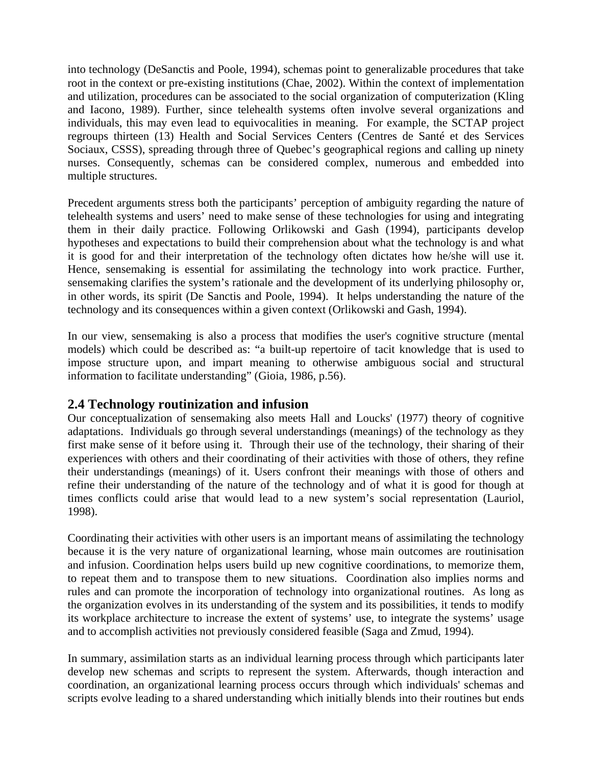into technology (DeSanctis and Poole, 1994), schemas point to generalizable procedures that take root in the context or pre-existing institutions (Chae, 2002). Within the context of implementation and utilization, procedures can be associated to the social organization of computerization (Kling and Iacono, 1989). Further, since telehealth systems often involve several organizations and individuals, this may even lead to equivocalities in meaning. For example, the SCTAP project regroups thirteen (13) Health and Social Services Centers (Centres de Santé et des Services Sociaux, CSSS), spreading through three of Quebec's geographical regions and calling up ninety nurses. Consequently, schemas can be considered complex, numerous and embedded into multiple structures.

Precedent arguments stress both the participants' perception of ambiguity regarding the nature of telehealth systems and users' need to make sense of these technologies for using and integrating them in their daily practice. Following Orlikowski and Gash (1994), participants develop hypotheses and expectations to build their comprehension about what the technology is and what it is good for and their interpretation of the technology often dictates how he/she will use it. Hence, sensemaking is essential for assimilating the technology into work practice. Further, sensemaking clarifies the system's rationale and the development of its underlying philosophy or, in other words, its spirit (De Sanctis and Poole, 1994). It helps understanding the nature of the technology and its consequences within a given context (Orlikowski and Gash, 1994).

In our view, sensemaking is also a process that modifies the user's cognitive structure (mental models) which could be described as: "a built-up repertoire of tacit knowledge that is used to impose structure upon, and impart meaning to otherwise ambiguous social and structural information to facilitate understanding" (Gioia, 1986, p.56).

## 2.4 Technology routinization and infusion

Our conceptualization of sensemaking also meets Hall and Loucks' (1977) theory of cognitive adaptations. Individuals go through several understandings (meanings) of the technology as they first make sense of it before using it. Through their use of the technology, their sharing of their experiences with others and their coordinating of their activities with those of others, they refine their understandings (meanings) of it. Users confront their meanings with those of others and refine their understanding of the nature of the technology and of what it is good for though at times conflicts could arise that would lead to a new system's social representation (Lauriol, 1998).

Coordinating their activities with other users is an important means of assimilating the technology because it is the very nature of organizational learning, whose main outcomes are routinisation and infusion. Coordination helps users build up new cognitive coordinations, to memorize them, to repeat them and to transpose them to new situations. Coordination also implies norms and rules and can promote the incorporation of technology into organizational routines. As long as the organization evolves in its understanding of the system and its possibilities, it tends to modify its workplace architecture to increase the extent of systems' use, to integrate the systems' usage and to accomplish activities not previously considered feasible (Saga and Zmud, 1994).

In summary, assimilation starts as an individual learning process through which participants later develop new schemas and scripts to represent the system. Afterwards, though interaction and coordination, an organizational learning process occurs through which individuals' schemas and scripts evolve leading to a shared understanding which initially blends into their routines but ends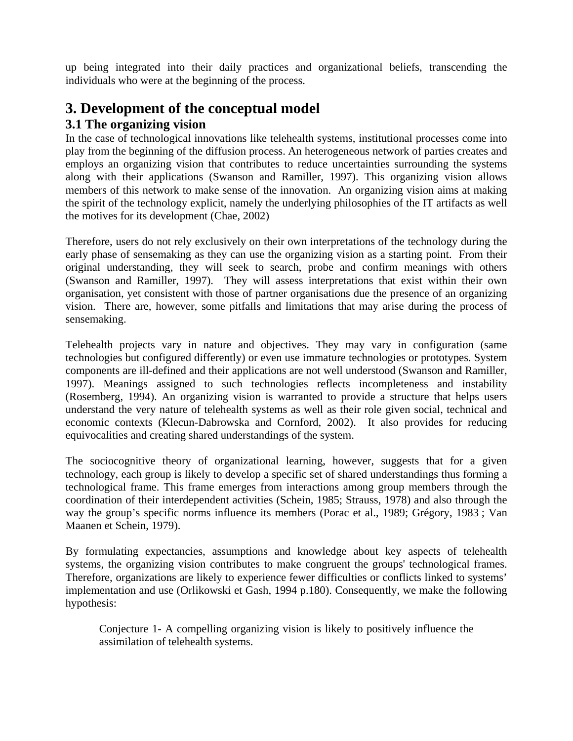up being integrated into their daily practices and organizational beliefs, transcending the individuals who were at the beginning of the process.

# 3. Development of the conceptual model

## 3.1 The organizing vision

In the case of technological innovations like telehealth systems, institutional processes come into play from the beginning of the diffusion process. An heterogeneous network of parties creates and employs an organizing vision that contributes to reduce uncertainties surrounding the systems along with their applications (Swanson and Ramiller, 1997). This organizing vision allows members of this network to make sense of the innovation. An organizing vision aims at making the spirit of the technology explicit, namely the underlying philosophies of the IT artifacts as well the motives for its development (Chae, 2002)

Therefore, users do not rely exclusively on their own interpretations of the technology during the early phase of sensemaking as they can use the organizing vision as a starting point. From their original understanding, they will seek to search, probe and confirm meanings with others (Swanson and Ramiller, 1997). They will assess interpretations that exist within their own organisation, yet consistent with those of partner organisations due the presence of an organizing vision. There are, however, some pitfalls and limitations that may arise during the process of sensemaking.

Telehealth projects vary in nature and objectives. They may vary in configuration (same technologies but configured differently) or even use immature technologies or prototypes. System components are ill-defined and their applications are not well understood (Swanson and Ramiller, 1997). Meanings assigned to such technologies reflects incompleteness and instability (Rosemberg, 1994). An organizing vision is warranted to provide a structure that helps users understand the very nature of telehealth systems as well as their role given social, technical and economic contexts (Klecun-Dabrowska and Cornford, 2002). It also provides for reducing equivocalities and creating shared understandings of the system.

The sociocognitive theory of organizational learning, however, suggests that for a given technology, each group is likely to develop a specific set of shared understandings thus forming a technological frame. This frame emerges from interactions among group members through the coordination of their interdependent activities (Schein, 1985; Strauss, 1978) and also through the way the group's specific norms influence its members (Porac et al., 1989; Grégory, 1983 ; Van Maanen et Schein, 1979).

By formulating expectancies, assumptions and knowledge about key aspects of telehealth systems, the organizing vision contributes to make congruent the groups' technological frames. Therefore, organizations are likely to experience fewer difficulties or conflicts linked to systems' implementation and use (Orlikowski et Gash, 1994 p.180). Consequently, we make the following hypothesis:

> Conjecture 1- A compelling organizing vision is likely to positively influence the assimilation of telehealth systems.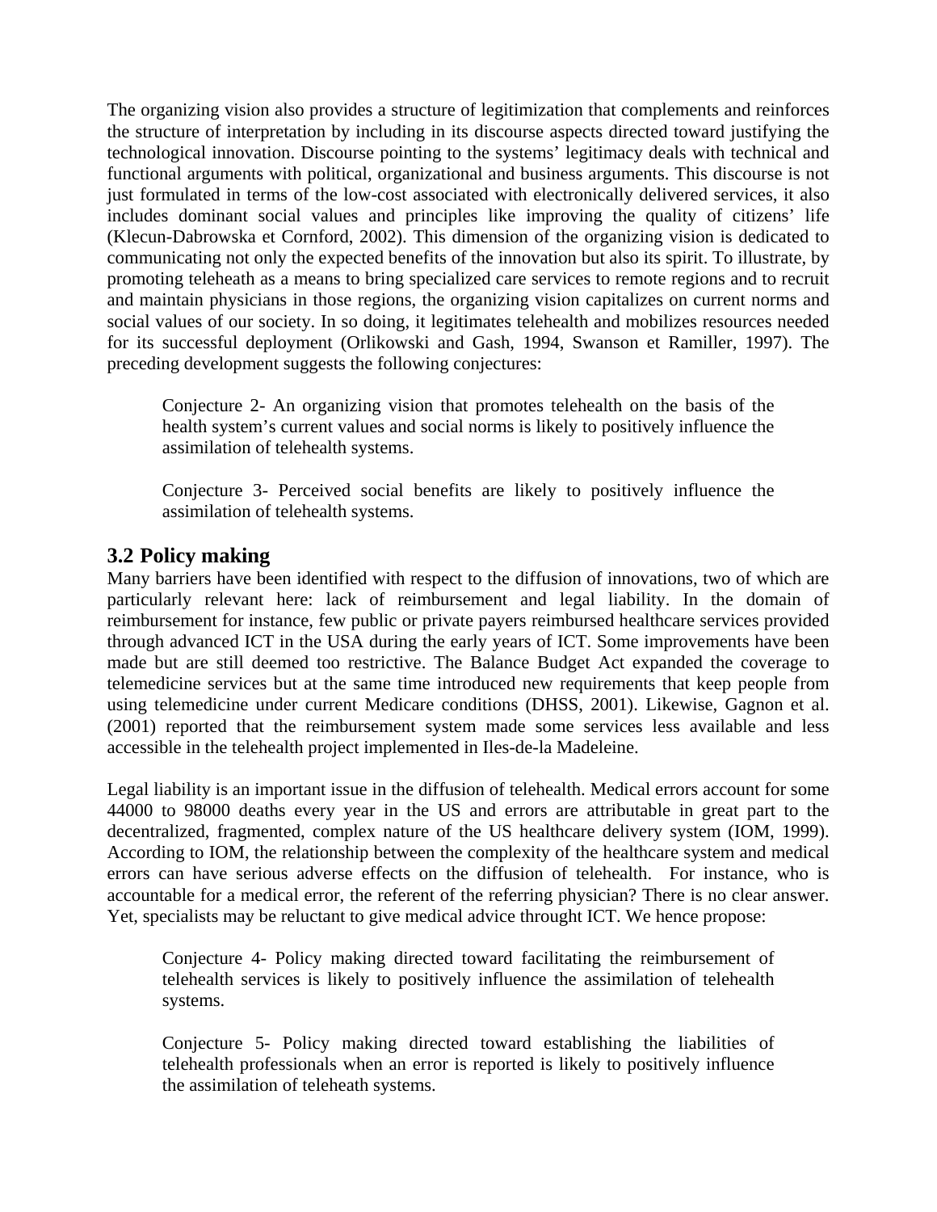The organizing vision also provides a structure of legitimization that complements and reinforces the structure of interpretation by including in its discourse aspects directed toward justifying the technological innovation. Discourse pointing to the systems' legitimacy deals with technical and functional arguments with political, organizational and business arguments. This discourse is not just formulated in terms of the low-cost associated with electronically delivered services, it also includes dominant social values and principles like improving the quality of citizens' life (Klecun-Dabrowska et Cornford, 2002). This dimension of the organizing vision is dedicated to communicating not only the expected benefits of the innovation but also its spirit. To illustrate, by promoting teleheath as a means to bring specialized care services to remote regions and to recruit and maintain physicians in those regions, the organizing vision capitalizes on current norms and social values of our society. In so doing, it legitimates telehealth and mobilizes resources needed for its successful deployment (Orlikowski and Gash, 1994, Swanson et Ramiller, 1997). The preceding development suggests the following conjectures:

> Conjecture 2- An organizing vision that promotes telehealth on the basis of the health system's current values and social norms is likely to positively influence the assimilation of telehealth systems.
>
> Conjecture 3- Perceived social benefits are likely to positively influence the assimilation of telehealth systems.

## 3.2 Policy making

Many barriers have been identified with respect to the diffusion of innovations, two of which are particularly relevant here: lack of reimbursement and legal liability. In the domain of reimbursement for instance, few public or private payers reimbursed healthcare services provided through advanced ICT in the USA during the early years of ICT. Some improvements have been made but are still deemed too restrictive. The Balance Budget Act expanded the coverage to telemedicine services but at the same time introduced new requirements that keep people from using telemedicine under current Medicare conditions (DHSS, 2001). Likewise, Gagnon et al. (2001) reported that the reimbursement system made some services less available and less accessible in the telehealth project implemented in Iles-de-la Madeleine.

Legal liability is an important issue in the diffusion of telehealth. Medical errors account for some 44000 to 98000 deaths every year in the US and errors are attributable in great part to the decentralized, fragmented, complex nature of the US healthcare delivery system (IOM, 1999). According to IOM, the relationship between the complexity of the healthcare system and medical errors can have serious adverse effects on the diffusion of telehealth. For instance, who is accountable for a medical error, the referent of the referring physician? There is no clear answer. Yet, specialists may be reluctant to give medical advice throught ICT. We hence propose:

> Conjecture 4- Policy making directed toward facilitating the reimbursement of telehealth services is likely to positively influence the assimilation of telehealth systems.
>
> Conjecture 5- Policy making directed toward establishing the liabilities of telehealth professionals when an error is reported is likely to positively influence the assimilation of teleheath systems.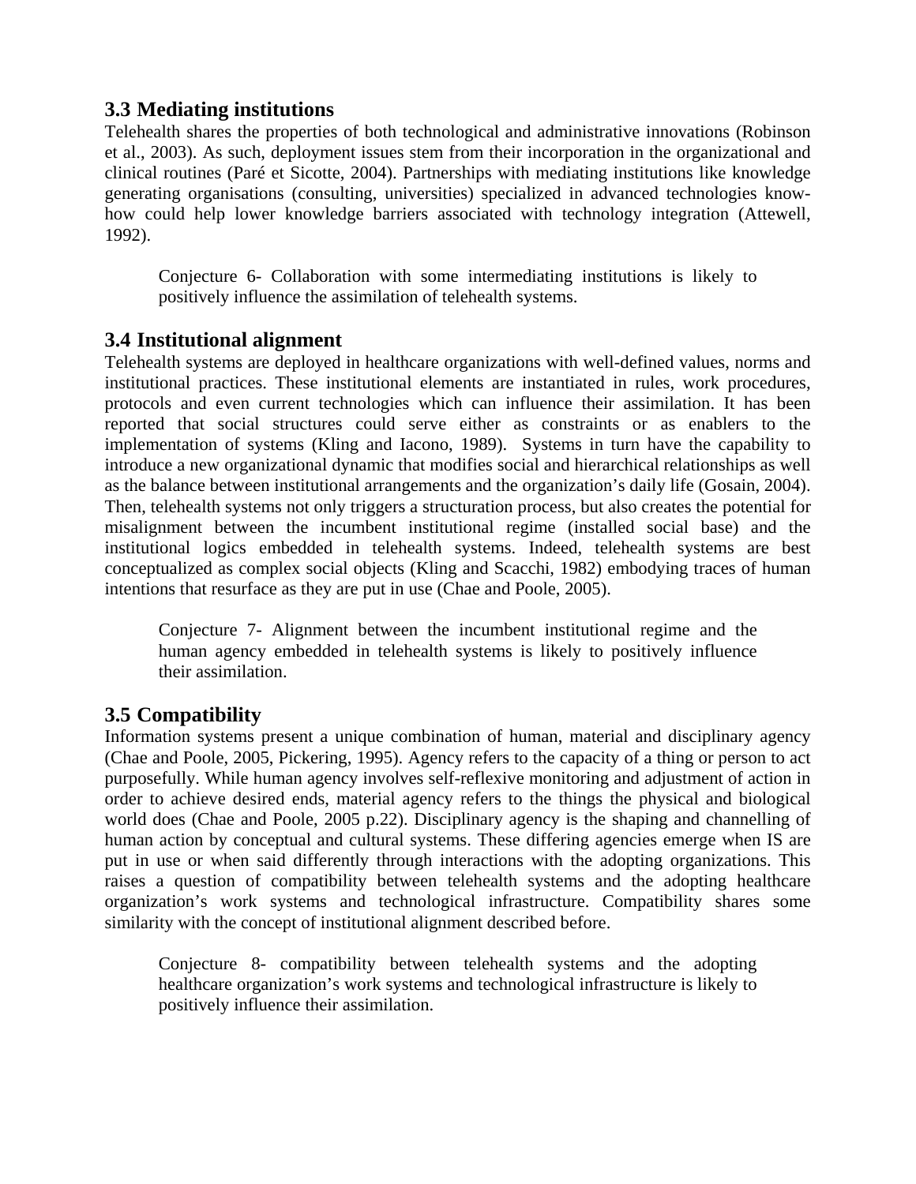### 3.3 Mediating institutions

Telehealth shares the properties of both technological and administrative innovations (Robinson et al., 2003). As such, deployment issues stem from their incorporation in the organizational and clinical routines (Paré et Sicotte, 2004). Partnerships with mediating institutions like knowledge generating organisations (consulting, universities) specialized in advanced technologies know-how could help lower knowledge barriers associated with technology integration (Attewell, 1992).

> Conjecture 6- Collaboration with some intermediating institutions is likely to positively influence the assimilation of telehealth systems.

### 3.4 Institutional alignment

Telehealth systems are deployed in healthcare organizations with well-defined values, norms and institutional practices. These institutional elements are instantiated in rules, work procedures, protocols and even current technologies which can influence their assimilation. It has been reported that social structures could serve either as constraints or as enablers to the implementation of systems (Kling and Iacono, 1989). Systems in turn have the capability to introduce a new organizational dynamic that modifies social and hierarchical relationships as well as the balance between institutional arrangements and the organization's daily life (Gosain, 2004). Then, telehealth systems not only triggers a structuration process, but also creates the potential for misalignment between the incumbent institutional regime (installed social base) and the institutional logics embedded in telehealth systems. Indeed, telehealth systems are best conceptualized as complex social objects (Kling and Scacchi, 1982) embodying traces of human intentions that resurface as they are put in use (Chae and Poole, 2005).

> Conjecture 7- Alignment between the incumbent institutional regime and the human agency embedded in telehealth systems is likely to positively influence their assimilation.

### 3.5 Compatibility

Information systems present a unique combination of human, material and disciplinary agency (Chae and Poole, 2005, Pickering, 1995). Agency refers to the capacity of a thing or person to act purposefully. While human agency involves self-reflexive monitoring and adjustment of action in order to achieve desired ends, material agency refers to the things the physical and biological world does (Chae and Poole, 2005 p.22). Disciplinary agency is the shaping and channelling of human action by conceptual and cultural systems. These differing agencies emerge when IS are put in use or when said differently through interactions with the adopting organizations. This raises a question of compatibility between telehealth systems and the adopting healthcare organization's work systems and technological infrastructure. Compatibility shares some similarity with the concept of institutional alignment described before.

> Conjecture 8- compatibility between telehealth systems and the adopting healthcare organization's work systems and technological infrastructure is likely to positively influence their assimilation.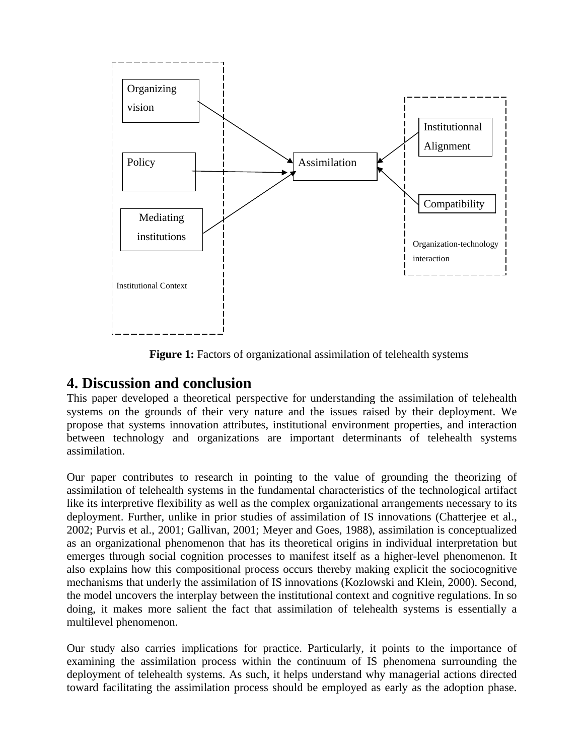Organizing vision

Policy

Mediating institutions

Institutional Context

Assimilation

Institutionnal Alignment

Compatibility

Organization-technology interaction

**Figure 1:** Factors of organizational assimilation of telehealth systems

## 4. Discussion and conclusion

This paper developed a theoretical perspective for understanding the assimilation of telehealth systems on the grounds of their very nature and the issues raised by their deployment. We propose that systems innovation attributes, institutional environment properties, and interaction between technology and organizations are important determinants of telehealth systems assimilation.

Our paper contributes to research in pointing to the value of grounding the theorizing of assimilation of telehealth systems in the fundamental characteristics of the technological artifact like its interpretive flexibility as well as the complex organizational arrangements necessary to its deployment. Further, unlike in prior studies of assimilation of IS innovations (Chatterjee et al., 2002; Purvis et al., 2001; Gallivan, 2001; Meyer and Goes, 1988), assimilation is conceptualized as an organizational phenomenon that has its theoretical origins in individual interpretation but emerges through social cognition processes to manifest itself as a higher-level phenomenon. It also explains how this compositional process occurs thereby making explicit the sociocognitive mechanisms that underly the assimilation of IS innovations (Kozlowski and Klein, 2000). Second, the model uncovers the interplay between the institutional context and cognitive regulations. In so doing, it makes more salient the fact that assimilation of telehealth systems is essentially a multilevel phenomenon.

Our study also carries implications for practice. Particularly, it points to the importance of examining the assimilation process within the continuum of IS phenomena surrounding the deployment of telehealth systems. As such, it helps understand why managerial actions directed toward facilitating the assimilation process should be employed as early as the adoption phase.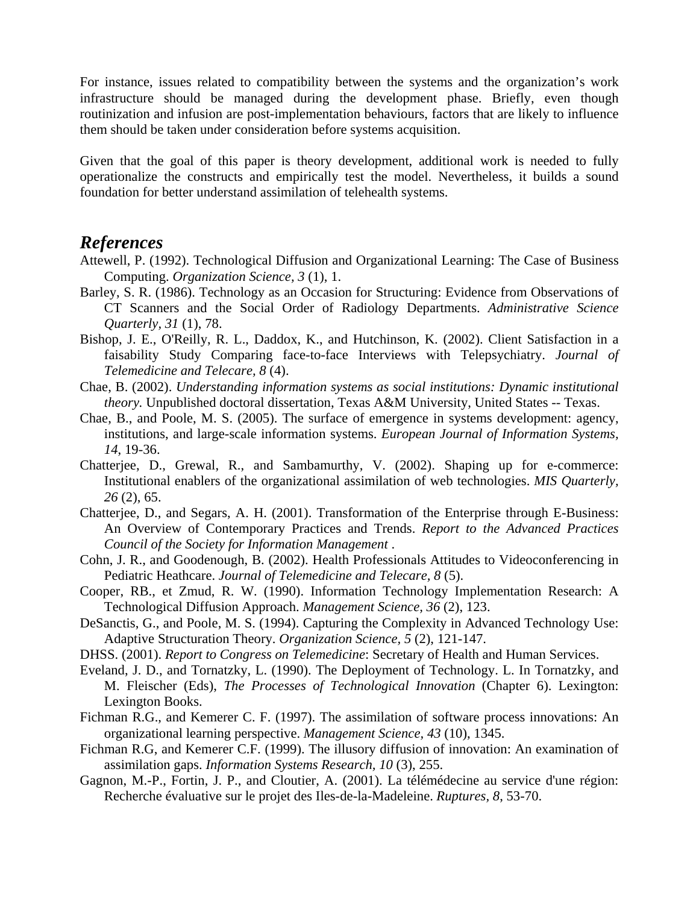For instance, issues related to compatibility between the systems and the organization's work infrastructure should be managed during the development phase. Briefly, even though routinization and infusion are post-implementation behaviours, factors that are likely to influence them should be taken under consideration before systems acquisition.

Given that the goal of this paper is theory development, additional work is needed to fully operationalize the constructs and empirically test the model. Nevertheless, it builds a sound foundation for better understand assimilation of telehealth systems.

## *References*

Attewell, P. (1992). Technological Diffusion and Organizational Learning: The Case of Business Computing. *Organization Science, 3* (1), 1.

Barley, S. R. (1986). Technology as an Occasion for Structuring: Evidence from Observations of CT Scanners and the Social Order of Radiology Departments. *Administrative Science Quarterly, 31* (1), 78.

Bishop, J. E., O'Reilly, R. L., Daddox, K., and Hutchinson, K. (2002). Client Satisfaction in a faisability Study Comparing face-to-face Interviews with Telepsychiatry. *Journal of Telemedicine and Telecare, 8* (4).

Chae, B. (2002). *Understanding information systems as social institutions: Dynamic institutional theory.* Unpublished doctoral dissertation, Texas A&M University, United States -- Texas.

Chae, B., and Poole, M. S. (2005). The surface of emergence in systems development: agency, institutions, and large-scale information systems. *European Journal of Information Systems, 14*, 19-36.

Chatterjee, D., Grewal, R., and Sambamurthy, V. (2002). Shaping up for e-commerce: Institutional enablers of the organizational assimilation of web technologies. *MIS Quarterly, 26* (2), 65.

Chatterjee, D., and Segars, A. H. (2001). Transformation of the Enterprise through E-Business: An Overview of Contemporary Practices and Trends. *Report to the Advanced Practices Council of the Society for Information Management* .

Cohn, J. R., and Goodenough, B. (2002). Health Professionals Attitudes to Videoconferencing in Pediatric Heathcare. *Journal of Telemedicine and Telecare, 8* (5).

Cooper, RB., et Zmud, R. W. (1990). Information Technology Implementation Research: A Technological Diffusion Approach. *Management Science, 36* (2), 123.

DeSanctis, G., and Poole, M. S. (1994). Capturing the Complexity in Advanced Technology Use: Adaptive Structuration Theory. *Organization Science, 5* (2), 121-147.

DHSS. (2001). *Report to Congress on Telemedicine*: Secretary of Health and Human Services.

Eveland, J. D., and Tornatzky, L. (1990). The Deployment of Technology. L. In Tornatzky, and M. Fleischer (Eds), *The Processes of Technological Innovation* (Chapter 6). Lexington: Lexington Books.

Fichman R.G., and Kemerer C. F. (1997). The assimilation of software process innovations: An organizational learning perspective. *Management Science, 43* (10), 1345.

Fichman R.G, and Kemerer C.F. (1999). The illusory diffusion of innovation: An examination of assimilation gaps. *Information Systems Research, 10* (3), 255.

Gagnon, M.-P., Fortin, J. P., and Cloutier, A. (2001). La télémédecine au service d'une région: Recherche évaluative sur le projet des Iles-de-la-Madeleine. *Ruptures, 8*, 53-70.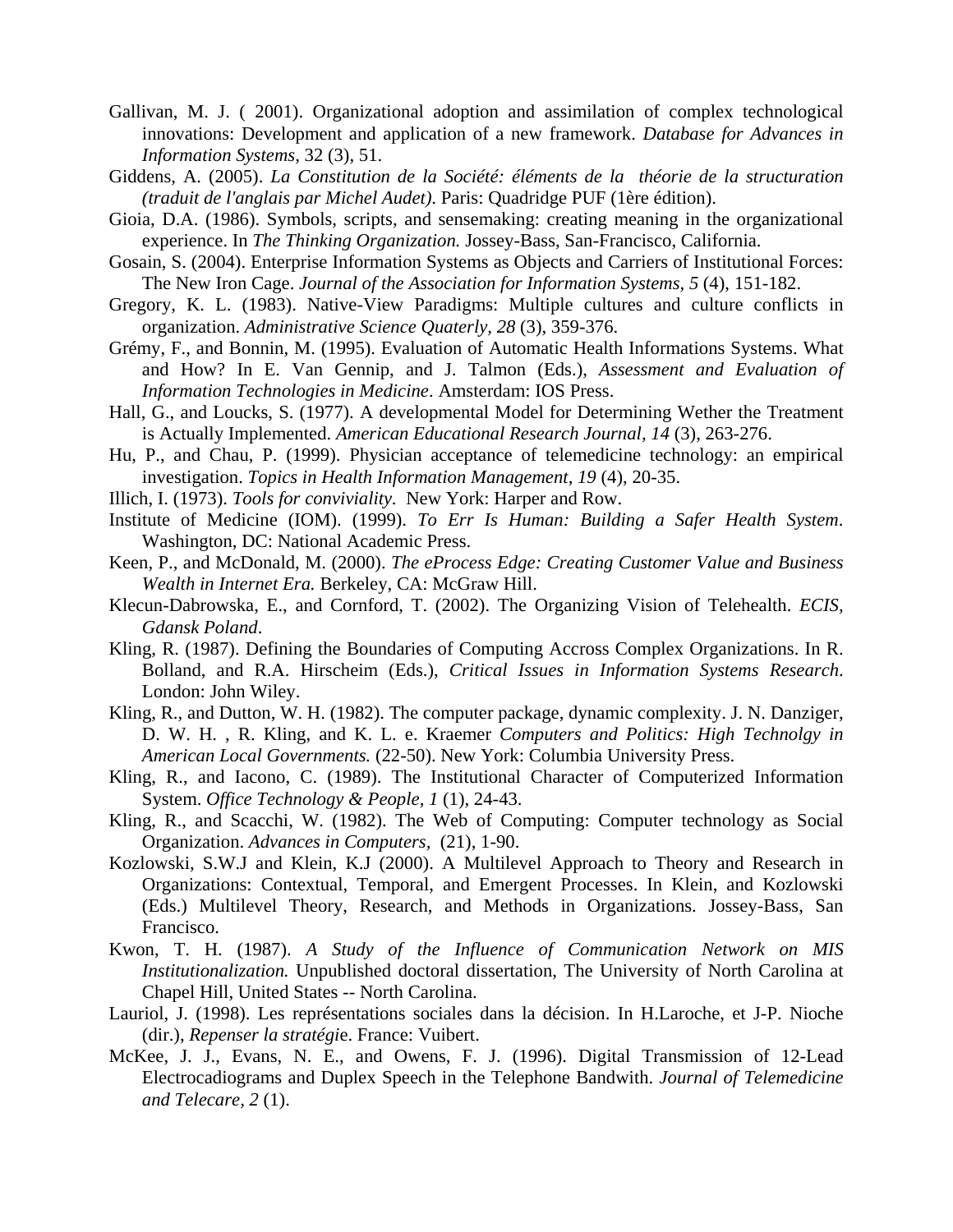Gallivan, M. J. ( 2001). Organizational adoption and assimilation of complex technological innovations: Development and application of a new framework. *Database for Advances in Information Systems*, 32 (3), 51.

Giddens, A. (2005). *La Constitution de la Société: éléments de la théorie de la structuration (traduit de l'anglais par Michel Audet)*. Paris: Quadridge PUF (1ère édition).

Gioia, D.A. (1986). Symbols, scripts, and sensemaking: creating meaning in the organizational experience. In *The Thinking Organization.* Jossey-Bass, San-Francisco, California.

Gosain, S. (2004). Enterprise Information Systems as Objects and Carriers of Institutional Forces: The New Iron Cage. *Journal of the Association for Information Systems, 5* (4), 151-182.

Gregory, K. L. (1983). Native-View Paradigms: Multiple cultures and culture conflicts in organization. *Administrative Science Quaterly, 28* (3), 359-376.

Grémy, F., and Bonnin, M. (1995). Evaluation of Automatic Health Informations Systems. What and How? In E. Van Gennip, and J. Talmon (Eds.), *Assessment and Evaluation of Information Technologies in Medicine*. Amsterdam: IOS Press.

Hall, G., and Loucks, S. (1977). A developmental Model for Determining Wether the Treatment is Actually Implemented. *American Educational Research Journal, 14* (3), 263-276.

Hu, P., and Chau, P. (1999). Physician acceptance of telemedicine technology: an empirical investigation. *Topics in Health Information Management, 19* (4), 20-35.

Illich, I. (1973). *Tools for conviviality.* New York: Harper and Row.

Institute of Medicine (IOM). (1999). *To Err Is Human: Building a Safer Health System*. Washington, DC: National Academic Press.

Keen, P., and McDonald, M. (2000). *The eProcess Edge: Creating Customer Value and Business Wealth in Internet Era.* Berkeley, CA: McGraw Hill.

Klecun-Dabrowska, E., and Cornford, T. (2002). The Organizing Vision of Telehealth. *ECIS, Gdansk Poland*.

Kling, R. (1987). Defining the Boundaries of Computing Accross Complex Organizations. In R. Bolland, and R.A. Hirscheim (Eds.), *Critical Issues in Information Systems Research*. London: John Wiley.

Kling, R., and Dutton, W. H. (1982). The computer package, dynamic complexity. J. N. Danziger, D. W. H. , R. Kling, and K. L. e. Kraemer *Computers and Politics: High Technolgy in American Local Governments.* (22-50). New York: Columbia University Press.

Kling, R., and Iacono, C. (1989). The Institutional Character of Computerized Information System. *Office Technology & People, 1* (1), 24-43.

Kling, R., and Scacchi, W. (1982). The Web of Computing: Computer technology as Social Organization. *Advances in Computers,* (21), 1-90.

Kozlowski, S.W.J and Klein, K.J (2000). A Multilevel Approach to Theory and Research in Organizations: Contextual, Temporal, and Emergent Processes. In Klein, and Kozlowski (Eds.) Multilevel Theory, Research, and Methods in Organizations. Jossey-Bass, San Francisco.

Kwon, T. H. (1987). *A Study of the Influence of Communication Network on MIS Institutionalization.* Unpublished doctoral dissertation, The University of North Carolina at Chapel Hill, United States -- North Carolina.

Lauriol, J. (1998). Les représentations sociales dans la décision. In H.Laroche, et J-P. Nioche (dir.), *Repenser la stratégie*. France: Vuibert.

McKee, J. J., Evans, N. E., and Owens, F. J. (1996). Digital Transmission of 12-Lead Electrocadiograms and Duplex Speech in the Telephone Bandwith. *Journal of Telemedicine and Telecare, 2* (1).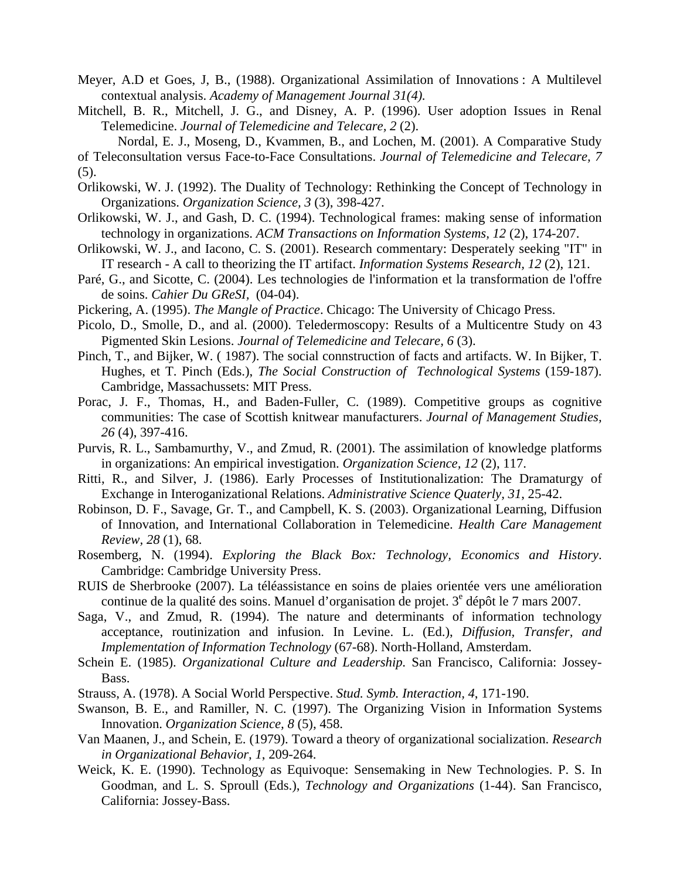Meyer, A.D et Goes, J, B., (1988). Organizational Assimilation of Innovations : A Multilevel contextual analysis. *Academy of Management Journal 31(4).*

Mitchell, B. R., Mitchell, J. G., and Disney, A. P. (1996). User adoption Issues in Renal Telemedicine. *Journal of Telemedicine and Telecare, 2* (2).

Nordal, E. J., Moseng, D., Kvammen, B., and Lochen, M. (2001). A Comparative Study of Teleconsultation versus Face-to-Face Consultations. *Journal of Telemedicine and Telecare, 7* (5).

Orlikowski, W. J. (1992). The Duality of Technology: Rethinking the Concept of Technology in Organizations. *Organization Science, 3* (3), 398-427.

Orlikowski, W. J., and Gash, D. C. (1994). Technological frames: making sense of information technology in organizations. *ACM Transactions on Information Systems, 12* (2), 174-207.

Orlikowski, W. J., and Iacono, C. S. (2001). Research commentary: Desperately seeking "IT" in IT research - A call to theorizing the IT artifact. *Information Systems Research, 12* (2), 121.

Paré, G., and Sicotte, C. (2004). Les technologies de l'information et la transformation de l'offre de soins. *Cahier Du GReSI*, (04-04).

Pickering, A. (1995). *The Mangle of Practice*. Chicago: The University of Chicago Press.

Picolo, D., Smolle, D., and al. (2000). Teledermoscopy: Results of a Multicentre Study on 43 Pigmented Skin Lesions. *Journal of Telemedicine and Telecare, 6* (3).

Pinch, T., and Bijker, W. ( 1987). The social connstruction of facts and artifacts. W. In Bijker, T. Hughes, et T. Pinch (Eds.), *The Social Construction of Technological Systems* (159-187). Cambridge, Massachussets: MIT Press.

Porac, J. F., Thomas, H., and Baden-Fuller, C. (1989). Competitive groups as cognitive communities: The case of Scottish knitwear manufacturers. *Journal of Management Studies, 26* (4), 397-416.

Purvis, R. L., Sambamurthy, V., and Zmud, R. (2001). The assimilation of knowledge platforms in organizations: An empirical investigation. *Organization Science, 12* (2), 117.

Ritti, R., and Silver, J. (1986). Early Processes of Institutionalization: The Dramaturgy of Exchange in Interoganizational Relations. *Administrative Science Quaterly, 31*, 25-42.

Robinson, D. F., Savage, Gr. T., and Campbell, K. S. (2003). Organizational Learning, Diffusion of Innovation, and International Collaboration in Telemedicine. *Health Care Management Review, 28* (1), 68.

Rosemberg, N. (1994). *Exploring the Black Box: Technology, Economics and History*. Cambridge: Cambridge University Press.

RUIS de Sherbrooke (2007). La téléassistance en soins de plaies orientée vers une amélioration continue de la qualité des soins. Manuel d'organisation de projet. 3e dépôt le 7 mars 2007.

Saga, V., and Zmud, R. (1994). The nature and determinants of information technology acceptance, routinization and infusion. In Levine. L. (Ed.), *Diffusion, Transfer, and Implementation of Information Technology* (67-68). North-Holland, Amsterdam.

Schein E. (1985). *Organizational Culture and Leadership.* San Francisco, California: Jossey-Bass.

Strauss, A. (1978). A Social World Perspective. *Stud. Symb. Interaction, 4*, 171-190.

Swanson, B. E., and Ramiller, N. C. (1997). The Organizing Vision in Information Systems Innovation. *Organization Science, 8* (5), 458.

Van Maanen, J., and Schein, E. (1979). Toward a theory of organizational socialization. *Research in Organizational Behavior, 1*, 209-264.

Weick, K. E. (1990). Technology as Equivoque: Sensemaking in New Technologies. P. S. In Goodman, and L. S. Sproull (Eds.), *Technology and Organizations* (1-44). San Francisco, California: Jossey-Bass.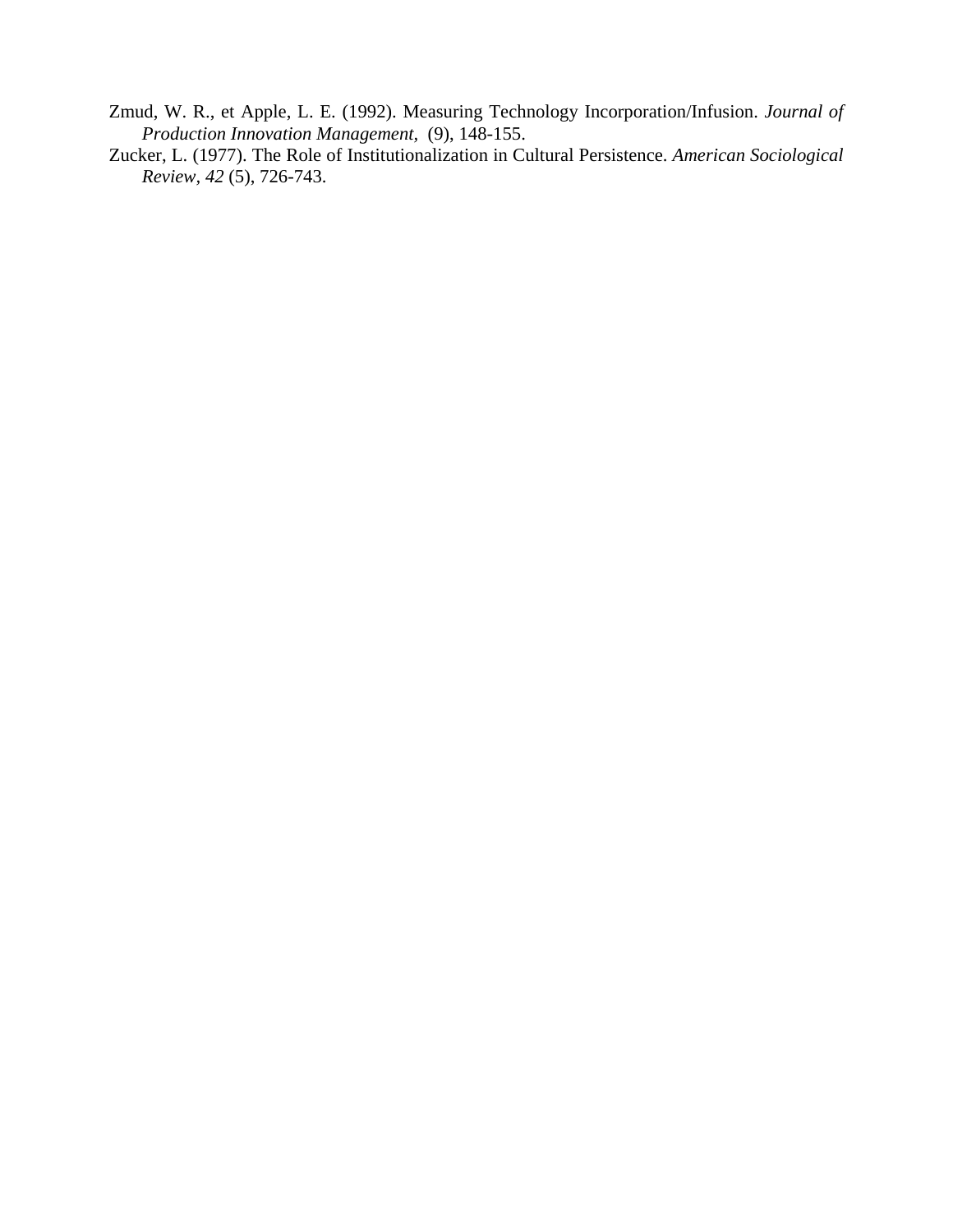Zmud, W. R., et Apple, L. E. (1992). Measuring Technology Incorporation/Infusion. *Journal of Production Innovation Management,* (9), 148-155.

Zucker, L. (1977). The Role of Institutionalization in Cultural Persistence. *American Sociological Review*, *42* (5), 726-743.